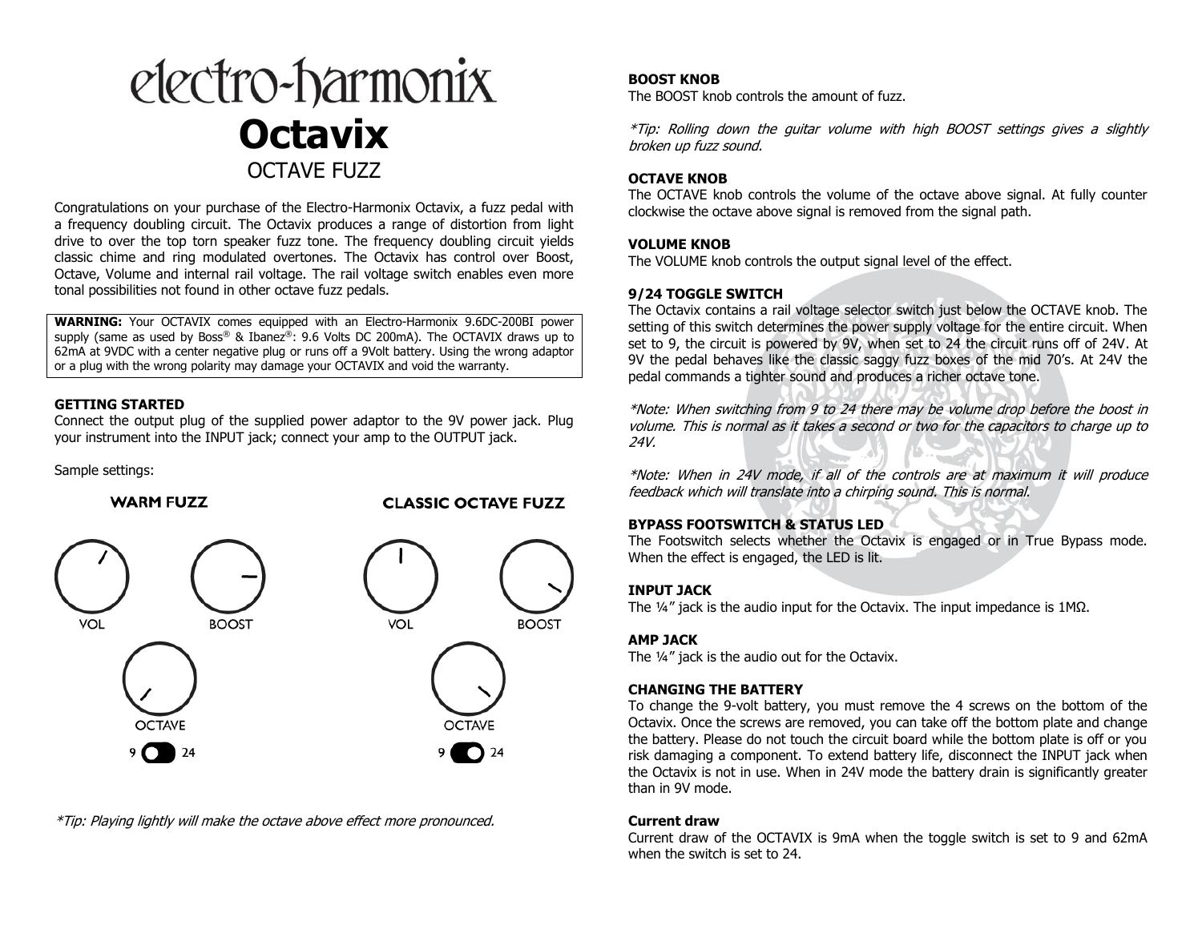# electro-harmonix

# Octavix

## OCTAVE FUZZ

Congratulations on your purchase of the Electro-Harmonix Octavix, a fuzz pedal with a frequency doubling circuit. The Octavix produces a range of distortion from light drive to over the top torn speaker fuzz tone. The frequency doubling circuit yields classic chime and ring modulated overtones. The Octavix has control over Boost, Octave, Volume and internal rail voltage. The rail voltage switch enables even more tonal possibilities not found in other octave fuzz pedals.

**WARNING:** Your OCTAVIX comes equipped with an Electro-Harmonix 9.6DC-200BI power supply (same as used by Boss® & Ibanez®: 9.6 Volts DC 200mA). The OCTAVIX draws up to 62mA at 9VDC with a center negative plug or runs off a 9Volt battery. Using the wrong adaptor or a plug with the wrong polarity may damage your OCTAVIX and void the warranty.

**GETTING STARTED**
Connect the output plug of the supplied power adaptor to the 9V power jack. Plug your instrument into the INPUT jack; connect your amp to the OUTPUT jack.

Sample settings:

**WARM FUZZ**

VOL BOOST

OCTAVE

9 24

**CLASSIC OCTAVE FUZZ**

VOL BOOST

OCTAVE

9 24

*\*Tip: Playing lightly will make the octave above effect more pronounced.*

**BOOST KNOB**
The BOOST knob controls the amount of fuzz.

*\*Tip: Rolling down the guitar volume with high BOOST settings gives a slightly broken up fuzz sound.*

**OCTAVE KNOB**
The OCTAVE knob controls the volume of the octave above signal. At fully counter clockwise the octave above signal is removed from the signal path.

**VOLUME KNOB**
The VOLUME knob controls the output signal level of the effect.

**9/24 TOGGLE SWITCH**
The Octavix contains a rail voltage selector switch just below the OCTAVE knob. The setting of this switch determines the power supply voltage for the entire circuit. When set to 9, the circuit is powered by 9V, when set to 24 the circuit runs off of 24V. At 9V the pedal behaves like the classic saggy fuzz boxes of the mid 70's. At 24V the pedal commands a tighter sound and produces a richer octave tone.

*\*Note: When switching from 9 to 24 there may be volume drop before the boost in volume. This is normal as it takes a second or two for the capacitors to charge up to 24V.*

*\*Note: When in 24V mode, if all of the controls are at maximum it will produce feedback which will translate into a chirping sound. This is normal.*

**BYPASS FOOTSWITCH & STATUS LED**
The Footswitch selects whether the Octavix is engaged or in True Bypass mode. When the effect is engaged, the LED is lit.

**INPUT JACK**
The ¼" jack is the audio input for the Octavix. The input impedance is 1MΩ.

**AMP JACK**
The ¼" jack is the audio out for the Octavix.

**CHANGING THE BATTERY**
To change the 9-volt battery, you must remove the 4 screws on the bottom of the Octavix. Once the screws are removed, you can take off the bottom plate and change the battery. Please do not touch the circuit board while the bottom plate is off or you risk damaging a component. To extend battery life, disconnect the INPUT jack when the Octavix is not in use. When in 24V mode the battery drain is significantly greater than in 9V mode.

**Current draw**
Current draw of the OCTAVIX is 9mA when the toggle switch is set to 9 and 62mA when the switch is set to 24.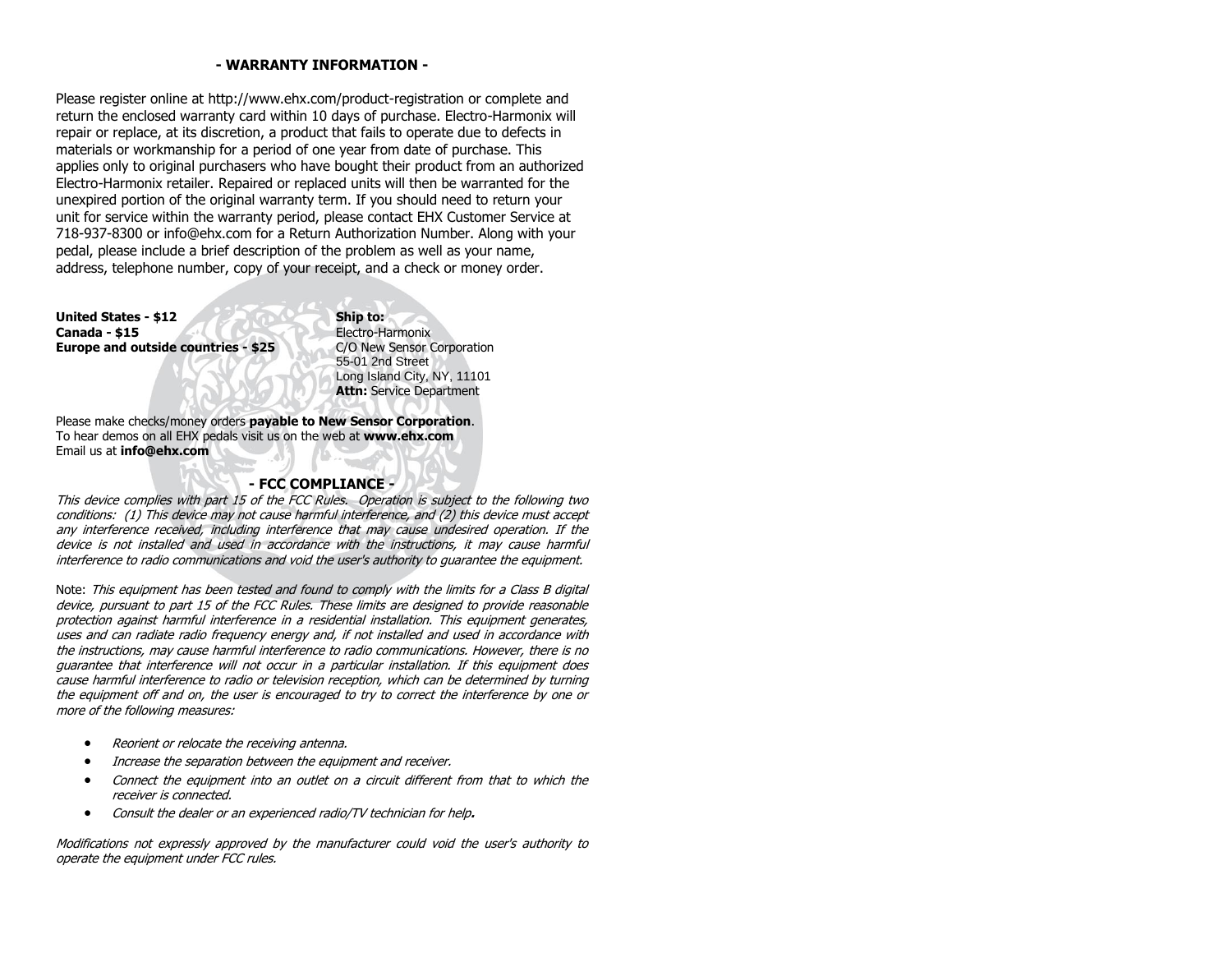## - WARRANTY INFORMATION -

Please register online at http://www.ehx.com/product-registration or complete and return the enclosed warranty card within 10 days of purchase. Electro-Harmonix will repair or replace, at its discretion, a product that fails to operate due to defects in materials or workmanship for a period of one year from date of purchase. This applies only to original purchasers who have bought their product from an authorized Electro-Harmonix retailer. Repaired or replaced units will then be warranted for the unexpired portion of the original warranty term. If you should need to return your unit for service within the warranty period, please contact EHX Customer Service at 718-937-8300 or info@ehx.com for a Return Authorization Number. Along with your pedal, please include a brief description of the problem as well as your name, address, telephone number, copy of your receipt, and a check or money order.

**United States - $12**
**Canada - $15**
**Europe and outside countries - $25**

**Ship to:**
Electro-Harmonix
C/O New Sensor Corporation
55-01 2nd Street
Long Island City, NY, 11101
**Attn:** Service Department

Please make checks/money orders **payable to New Sensor Corporation**.
To hear demos on all EHX pedals visit us on the web at **www.ehx.com**
Email us at **info@ehx.com**

## - FCC COMPLIANCE -

*This device complies with part 15 of the FCC Rules. Operation is subject to the following two conditions: (1) This device may not cause harmful interference, and (2) this device must accept any interference received, including interference that may cause undesired operation. If the device is not installed and used in accordance with the instructions, it may cause harmful interference to radio communications and void the user's authority to guarantee the equipment.*

Note: *This equipment has been tested and found to comply with the limits for a Class B digital device, pursuant to part 15 of the FCC Rules. These limits are designed to provide reasonable protection against harmful interference in a residential installation. This equipment generates, uses and can radiate radio frequency energy and, if not installed and used in accordance with the instructions, may cause harmful interference to radio communications. However, there is no guarantee that interference will not occur in a particular installation. If this equipment does cause harmful interference to radio or television reception, which can be determined by turning the equipment off and on, the user is encouraged to try to correct the interference by one or more of the following measures:*

- *Reorient or relocate the receiving antenna.*
- *Increase the separation between the equipment and receiver.*
- *Connect the equipment into an outlet on a circuit different from that to which the receiver is connected.*
- *Consult the dealer or an experienced radio/TV technician for help.*

*Modifications not expressly approved by the manufacturer could void the user's authority to operate the equipment under FCC rules.*